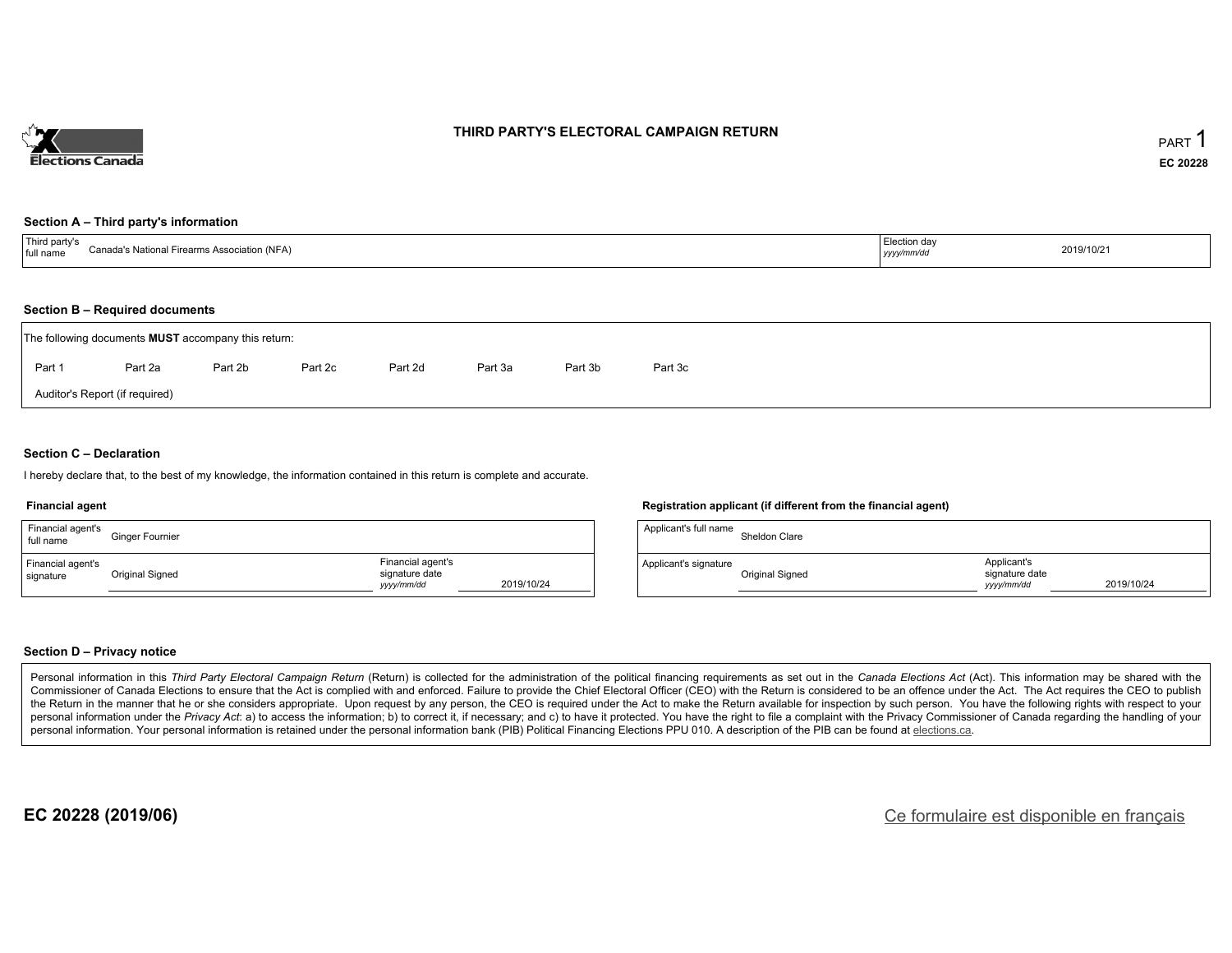Elections Canada

# THIRD PARTY'S ELECTORAL CAMPAIGN RETURN

PART 1

**EC 20228**

### Section A – Third party's information

| Third party's full name | Canada's National Firearms Association (NFA) | Election day *yyyy/mm/dd* | 2019/10/21 |
|---|---|---|---|

### Section B – Required documents

The following documents **MUST** accompany this return:

Part 1 | Part 2a | Part 2b | Part 2c | Part 2d | Part 3a | Part 3b | Part 3c

Auditor's Report (if required)

### Section C – Declaration

I hereby declare that, to the best of my knowledge, the information contained in this return is complete and accurate.

**Financial agent**

| Financial agent's full name | Ginger Fournier | | |
|---|---|---|---|
| Financial agent's signature | Original Signed | Financial agent's signature date *yyyy/mm/dd* | 2019/10/24 |

**Registration applicant (if different from the financial agent)**

| Applicant's full name | Sheldon Clare | | |
|---|---|---|---|
| Applicant's signature | Original Signed | Applicant's signature date *yyyy/mm/dd* | 2019/10/24 |

### Section D – Privacy notice

Personal information in this *Third Party Electoral Campaign Return* (Return) is collected for the administration of the political financing requirements as set out in the *Canada Elections Act* (Act). This information may be shared with the Commissioner of Canada Elections to ensure that the Act is complied with and enforced. Failure to provide the Chief Electoral Officer (CEO) with the Return is considered to be an offence under the Act. The Act requires the CEO to publish the Return in the manner that he or she considers appropriate. Upon request by any person, the CEO is required under the Act to make the Return available for inspection by such person. You have the following rights with respect to your personal information under the *Privacy Act*: a) to access the information; b) to correct it, if necessary; and c) to have it protected. You have the right to file a complaint with the Privacy Commissioner of Canada regarding the handling of your personal information. Your personal information is retained under the personal information bank (PIB) Political Financing Elections PPU 010. A description of the PIB can be found at elections.ca.

**EC 20228 (2019/06)**

Ce formulaire est disponible en français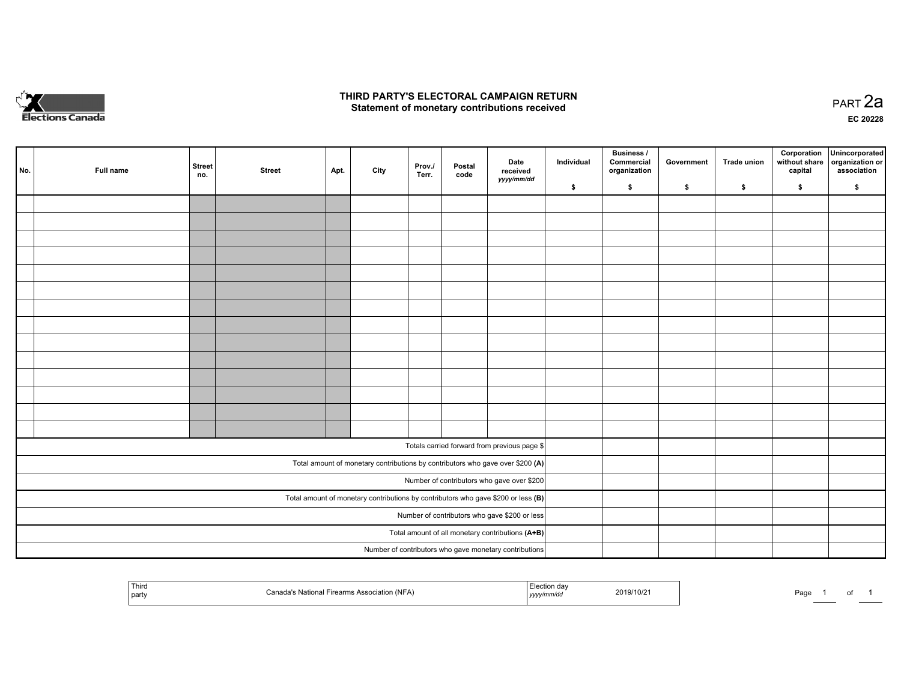# THIRD PARTY'S ELECTORAL CAMPAIGN RETURN

## Statement of monetary contributions received

PART 2a

EC 20228

| No. | Full name | Street no. | Street | Apt. | City | Prov./ Terr. | Postal code | Date received *yyyy/mm/dd* | Individual $ | Business / Commercial organization $ | Government $ | Trade union $ | Corporation without share capital $ | Unincorporated organization or association $ |
|---|---|---|---|---|---|---|---|---|---|---|---|---|---|---|
| | | | | | | | | | | | | | | |
| | | | | | | | | | | | | | | |
| | | | | | | | | | | | | | | |
| | | | | | | | | | | | | | | |
| | | | | | | | | | | | | | | |
| | | | | | | | | | | | | | | |
| | | | | | | | | | | | | | | |
| | | | | | | | | | | | | | | |
| | | | | | | | | | | | | | | |
| | | | | | | | | | | | | | | |
| | | | | | | | | | | | | | | |
| | | | | | | | | | | | | | | |
| | | | | | | | | | | | | | | |
| | | | | | | | | | | | | | | |
| Totals carried forward from previous page $ | | | | | | | | | | | | | | |
| Total amount of monetary contributions by contributors who gave over $200 **(A)** | | | | | | | | | | | | | | |
| Number of contributors who gave over $200 | | | | | | | | | | | | | | |
| Total amount of monetary contributions by contributors who gave $200 or less **(B)** | | | | | | | | | | | | | | |
| Number of contributors who gave $200 or less | | | | | | | | | | | | | | |
| Total amount of all monetary contributions **(A+B)** | | | | | | | | | | | | | | |
| Number of contributors who gave monetary contributions | | | | | | | | | | | | | | |

| Third party | Canada's National Firearms Association (NFA) | Election day *yyyy/mm/dd* | 2019/10/21 |
|---|---|---|---|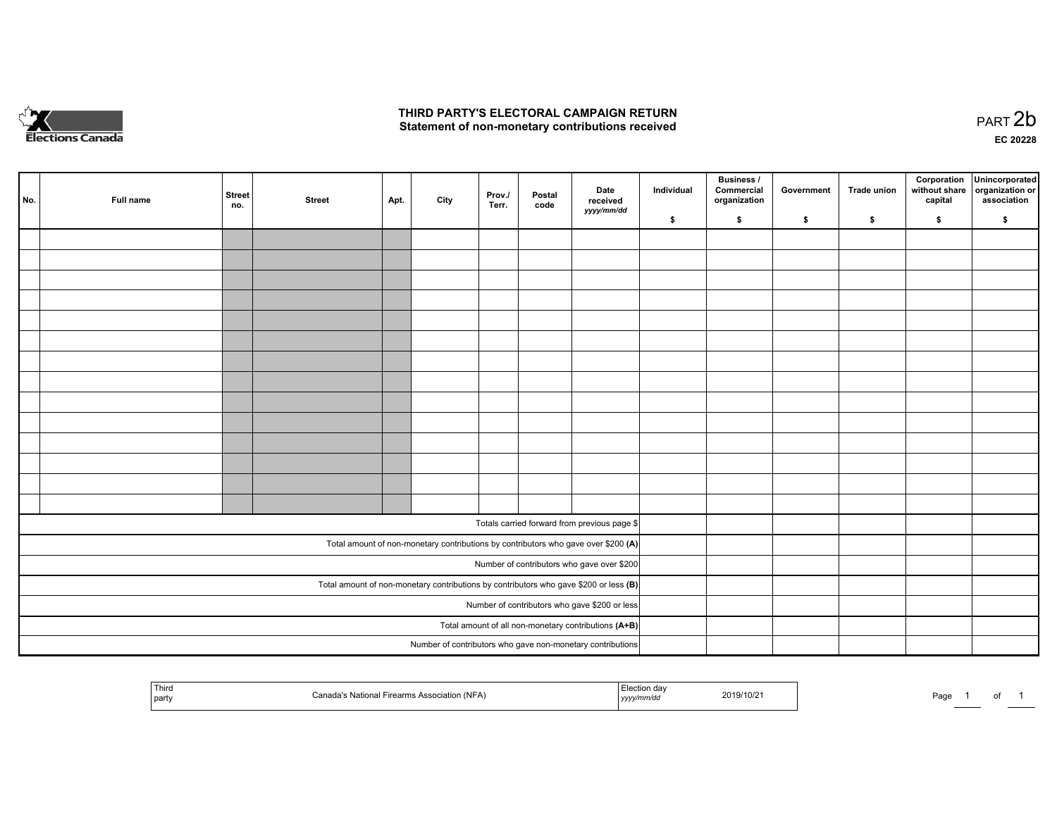# THIRD PARTY'S ELECTORAL CAMPAIGN RETURN
## Statement of non-monetary contributions received

PART 2b

EC 20228

| No. | Full name | Street no. | Street | Apt. | City | Prov./ Terr. | Postal code | Date received *yyyy/mm/dd* | Individual $ | Business / Commercial organization $ | Government $ | Trade union $ | Corporation without share capital $ | Unincorporated organization or association $ |
|---|---|---|---|---|---|---|---|---|---|---|---|---|---|---|
| | | | | | | | | | | | | | | |
| | | | | | | | | | | | | | | |
| | | | | | | | | | | | | | | |
| | | | | | | | | | | | | | | |
| | | | | | | | | | | | | | | |
| | | | | | | | | | | | | | | |
| | | | | | | | | | | | | | | |
| | | | | | | | | | | | | | | |
| | | | | | | | | | | | | | | |
| | | | | | | | | | | | | | | |
| | | | | | | | | | | | | | | |
| | | | | | | | | | | | | | | |
| | | | | | | | | | | | | | | |
| | | | | | | | | | | | | | | |
| Totals carried forward from previous page $ | | | | | | | | | | | | | | |
| Total amount of non-monetary contributions by contributors who gave over $200 **(A)** | | | | | | | | | | | | | | |
| Number of contributors who gave over $200 | | | | | | | | | | | | | | |
| Total amount of non-monetary contributions by contributors who gave $200 or less **(B)** | | | | | | | | | | | | | | |
| Number of contributors who gave $200 or less | | | | | | | | | | | | | | |
| Total amount of all non-monetary contributions **(A+B)** | | | | | | | | | | | | | | |
| Number of contributors who gave non-monetary contributions | | | | | | | | | | | | | | |

| Third party | Canada's National Firearms Association (NFA) | Election day *yyyy/mm/dd* | 2019/10/21 |
|---|---|---|---|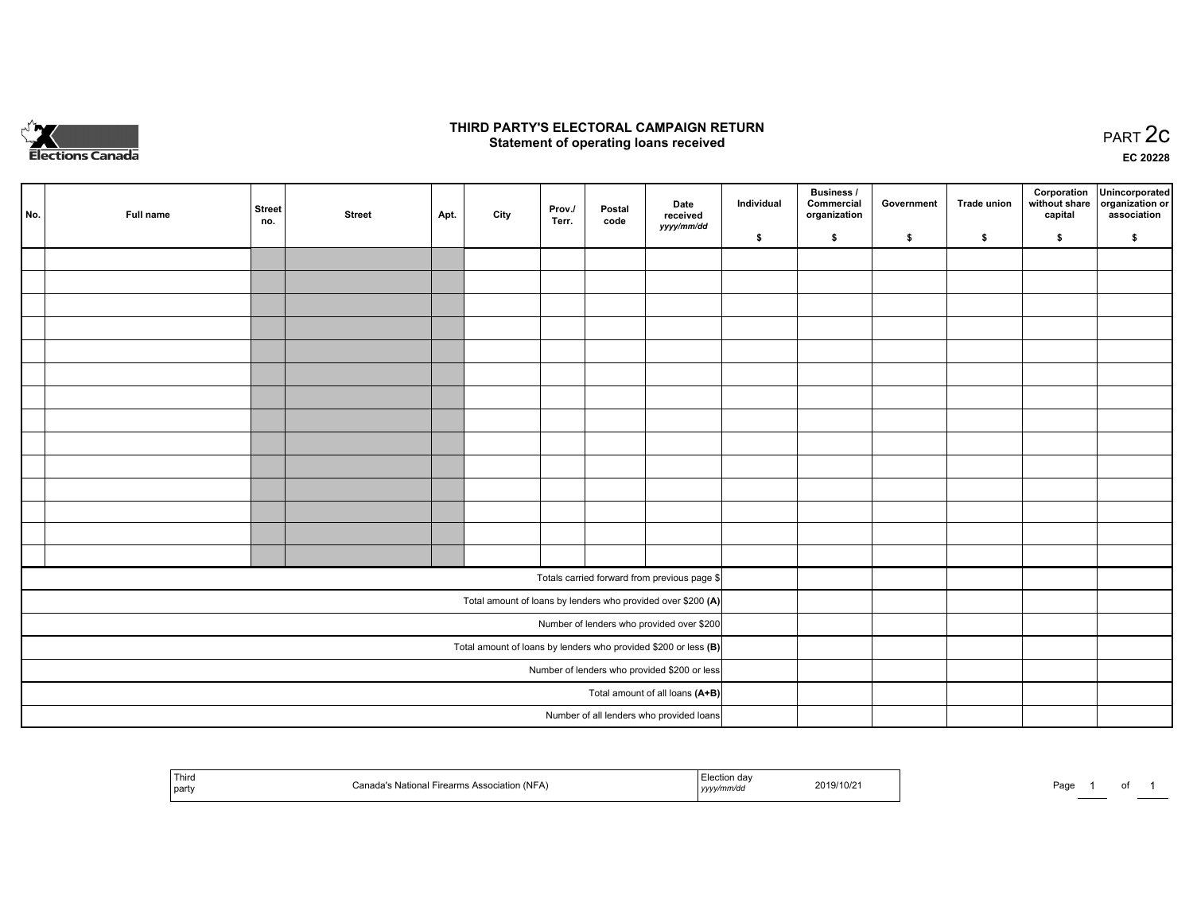Elections Canada

# THIRD PARTY'S ELECTORAL CAMPAIGN RETURN
## Statement of operating loans received

PART 2c

EC 20228

| No. | Full name | Street no. | Street | Apt. | City | Prov./ Terr. | Postal code | Date received *yyyy/mm/dd* | Individual $ | Business / Commercial organization $ | Government $ | Trade union $ | Corporation without share capital $ | Unincorporated organization or association $ |
|---|---|---|---|---|---|---|---|---|---|---|---|---|---|---|
| | | | | | | | | | | | | | | |
| | | | | | | | | | | | | | | |
| | | | | | | | | | | | | | | |
| | | | | | | | | | | | | | | |
| | | | | | | | | | | | | | | |
| | | | | | | | | | | | | | | |
| | | | | | | | | | | | | | | |
| | | | | | | | | | | | | | | |
| | | | | | | | | | | | | | | |
| | | | | | | | | | | | | | | |
| | | | | | | | | | | | | | | |
| | | | | | | | | | | | | | | |
| | | | | | | | | | | | | | | |
| | | | | | | | | | | | | | | |
| Totals carried forward from previous page $ | | | | | | | | | | | | | | |
| Total amount of loans by lenders who provided over $200 **(A)** | | | | | | | | | | | | | | |
| Number of lenders who provided over $200 | | | | | | | | | | | | | | |
| Total amount of loans by lenders who provided $200 or less **(B)** | | | | | | | | | | | | | | |
| Number of lenders who provided $200 or less | | | | | | | | | | | | | | |
| Total amount of all loans **(A+B)** | | | | | | | | | | | | | | |
| Number of all lenders who provided loans | | | | | | | | | | | | | | |

| Third party | Canada's National Firearms Association (NFA) | Election day *yyyy/mm/dd* | 2019/10/21 |
|---|---|---|---|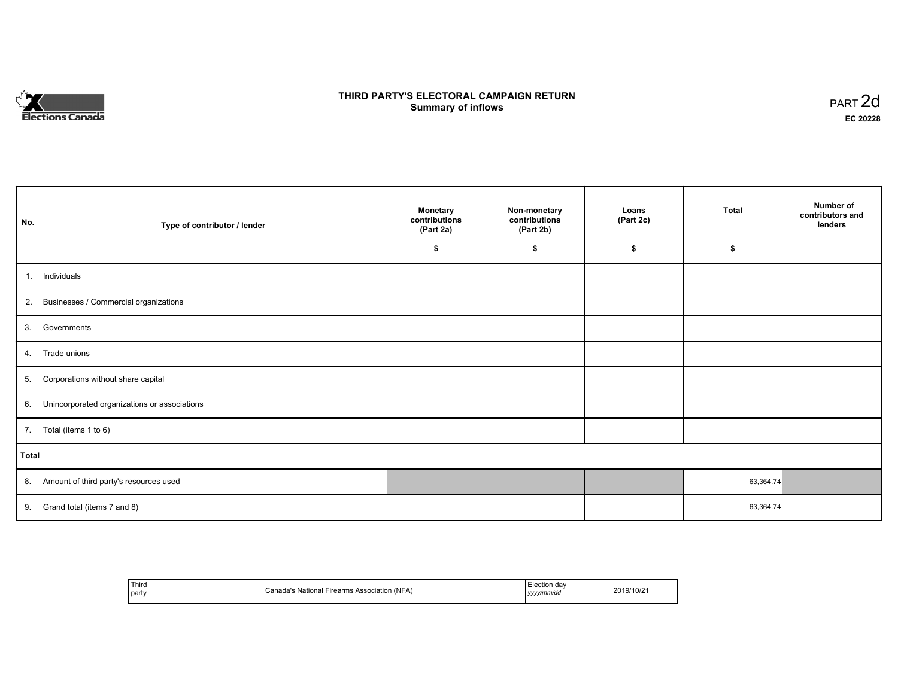Elections Canada

# THIRD PARTY'S ELECTORAL CAMPAIGN RETURN
## Summary of inflows

PART 2d

**EC 20228**

| No. | Type of contributor / lender | Monetary contributions (Part 2a) $ | Non-monetary contributions (Part 2b) $ | Loans (Part 2c) $ | Total $ | Number of contributors and lenders |
|---|---|---|---|---|---|---|
| 1. | Individuals | | | | | |
| 2. | Businesses / Commercial organizations | | | | | |
| 3. | Governments | | | | | |
| 4. | Trade unions | | | | | |
| 5. | Corporations without share capital | | | | | |
| 6. | Unincorporated organizations or associations | | | | | |
| 7. | Total (items 1 to 6) | | | | | |
| **Total** | | | | | | |
| 8. | Amount of third party's resources used | | | | 63,364.74 | |
| 9. | Grand total (items 7 and 8) | | | | 63,364.74 | |

| Third party | Canada's National Firearms Association (NFA) | Election day *yyyy/mm/dd* | 2019/10/21 |
|---|---|---|---|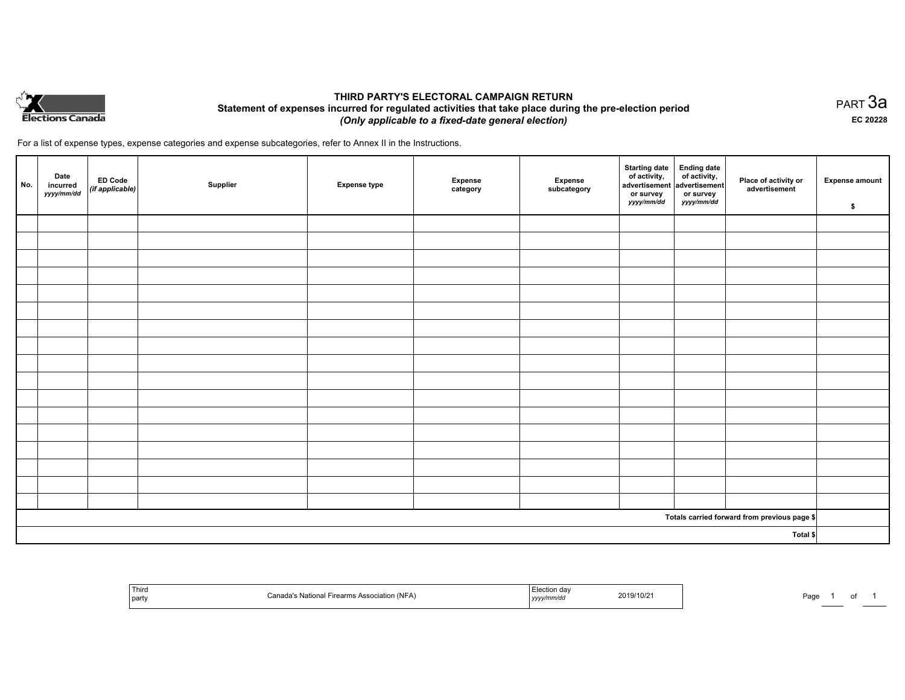# THIRD PARTY'S ELECTORAL CAMPAIGN RETURN

## Statement of expenses incurred for regulated activities that take place during the pre-election period

*(Only applicable to a fixed-date general election)*

PART 3a

EC 20228

For a list of expense types, expense categories and expense subcategories, refer to Annex II in the Instructions.

| No. | Date incurred *yyyy/mm/dd* | ED Code *(if applicable)* | Supplier | Expense type | Expense category | Expense subcategory | Starting date of activity, advertisement or survey *yyyy/mm/dd* | Ending date of activity, advertisement or survey *yyyy/mm/dd* | Place of activity or advertisement | Expense amount $ |
|---|---|---|---|---|---|---|---|---|---|---|
| | | | | | | | | | | |
| | | | | | | | | | | |
| | | | | | | | | | | |
| | | | | | | | | | | |
| | | | | | | | | | | |
| | | | | | | | | | | |
| | | | | | | | | | | |
| | | | | | | | | | | |
| | | | | | | | | | | |
| | | | | | | | | | | |
| | | | | | | | | | | |
| | | | | | | | | | | |
| | | | | | | | | | | |
| | | | | | | | | | | |
| | | | | | | | | | | |
| | | | | | | | | | | |
| | | | | | | | | | | |
| | | | | | | | | | **Totals carried forward from previous page $** | |
| | | | | | | | | | **Total $** | |

| Third party | Canada's National Firearms Association (NFA) | Election day *yyyy/mm/dd* | 2019/10/21 |
|---|---|---|---|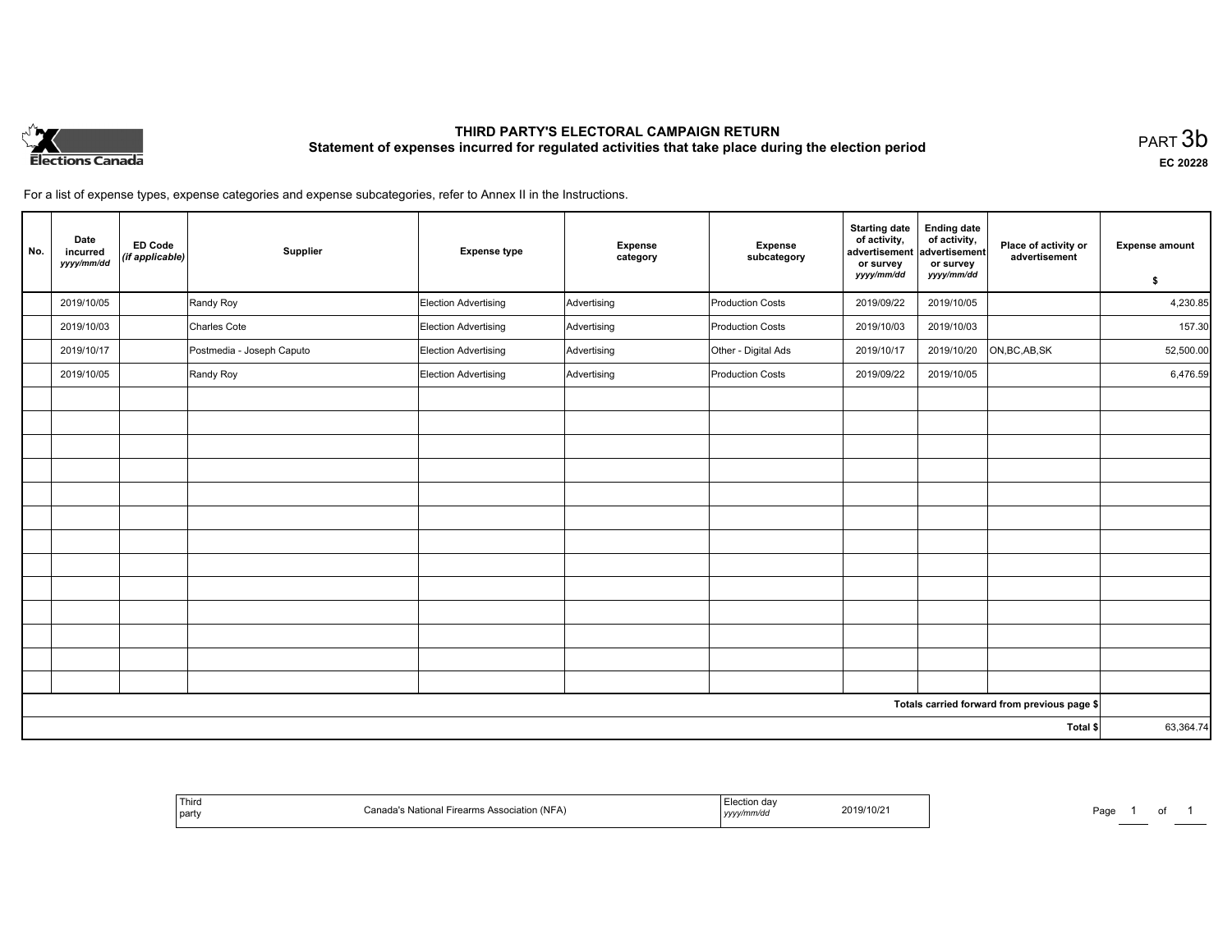# THIRD PARTY'S ELECTORAL CAMPAIGN RETURN

## Statement of expenses incurred for regulated activities that take place during the election period

PART 3b

EC 20228

For a list of expense types, expense categories and expense subcategories, refer to Annex II in the Instructions.

| No. | Date incurred *yyyy/mm/dd* | ED Code *(if applicable)* | Supplier | Expense type | Expense category | Expense subcategory | Starting date of activity, advertisement or survey *yyyy/mm/dd* | Ending date of activity, advertisement or survey *yyyy/mm/dd* | Place of activity or advertisement | Expense amount $ |
|---|---|---|---|---|---|---|---|---|---|---|
| | 2019/10/05 | | Randy Roy | Election Advertising | Advertising | Production Costs | 2019/09/22 | 2019/10/05 | | 4,230.85 |
| | 2019/10/03 | | Charles Cote | Election Advertising | Advertising | Production Costs | 2019/10/03 | 2019/10/03 | | 157.30 |
| | 2019/10/17 | | Postmedia - Joseph Caputo | Election Advertising | Advertising | Other - Digital Ads | 2019/10/17 | 2019/10/20 | ON,BC,AB,SK | 52,500.00 |
| | 2019/10/05 | | Randy Roy | Election Advertising | Advertising | Production Costs | 2019/09/22 | 2019/10/05 | | 6,476.59 |
| | | | | | | | | | | |
| | | | | | | | | | | |
| | | | | | | | | | | |
| | | | | | | | | | | |
| | | | | | | | | | | |
| | | | | | | | | | | |
| | | | | | | | | | | |
| | | | | | | | | | | |
| | | | | | | | | | | |
| | | | | | | | | | | |
| | | | | | | | | | | |
| | | | | | | | | | | |
| | | | | | | | | | | |
| | | | | | | | | | Totals carried forward from previous page $ | |
| | | | | | | | | | Total $ | 63,364.74 |

| Third party | Canada's National Firearms Association (NFA) | Election day *yyyy/mm/dd* | 2019/10/21 |
|---|---|---|---|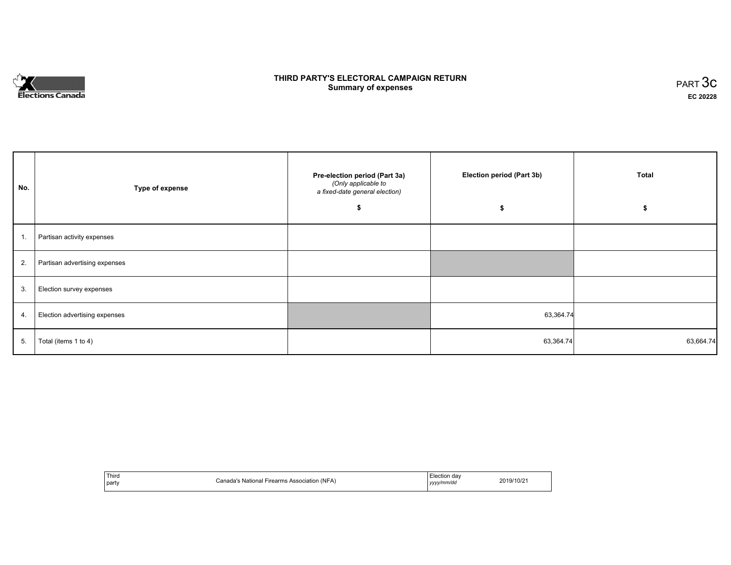**Elections Canada**

# THIRD PARTY'S ELECTORAL CAMPAIGN RETURN
## Summary of expenses

PART 3c
**EC 20228**

| No. | Type of expense | Pre-election period (Part 3a) *(Only applicable to a fixed-date general election)* $ | Election period (Part 3b) $ | Total $ |
|---|---|---|---|---|
| 1. | Partisan activity expenses | | | |
| 2. | Partisan advertising expenses | | | |
| 3. | Election survey expenses | | | |
| 4. | Election advertising expenses | | 63,364.74 | |
| 5. | Total (items 1 to 4) | | 63,364.74 | 63,664.74 |

| | | | |
|---|---|---|---|
| Third party | Canada's National Firearms Association (NFA) | Election day *yyyy/mm/dd* | 2019/10/21 |